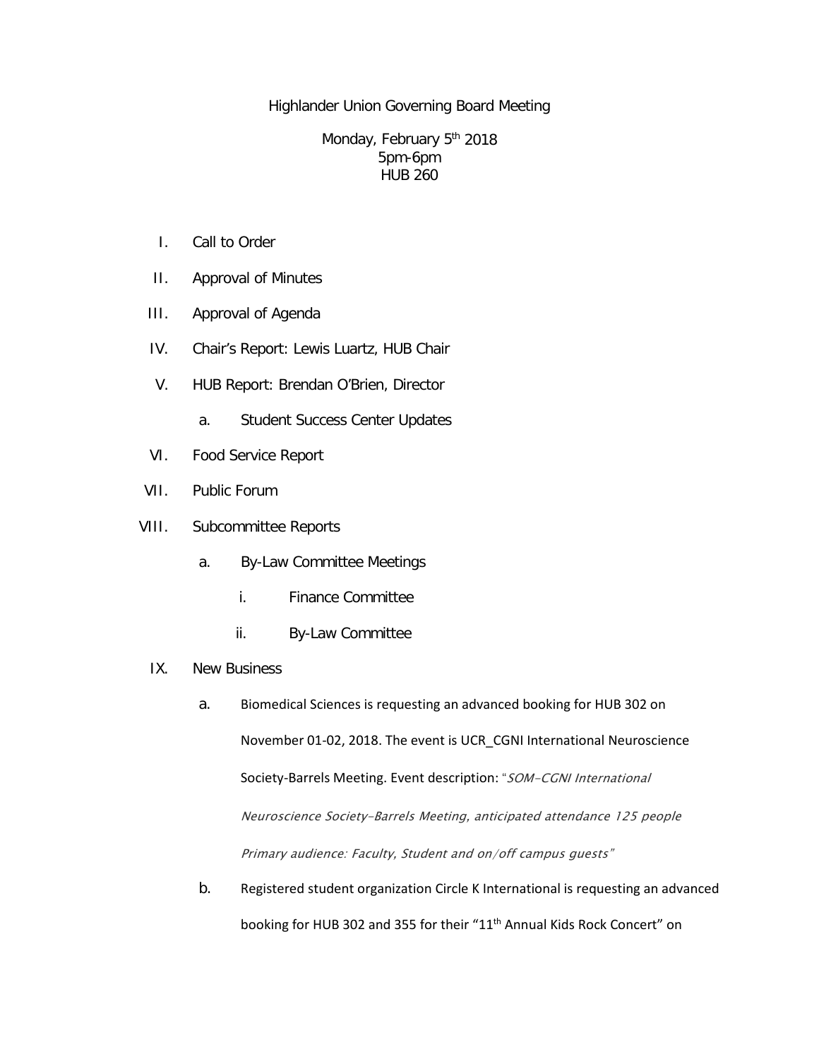# Highlander Union Governing Board Meeting

Monday, February 5th 2018
5pm-6pm
HUB 260

I. Call to Order

II. Approval of Minutes

III. Approval of Agenda

IV. Chair's Report: Lewis Luartz, HUB Chair

V. HUB Report: Brendan O'Brien, Director

   a. Student Success Center Updates

VI. Food Service Report

VII. Public Forum

VIII. Subcommittee Reports

   a. By-Law Committee Meetings

      i. Finance Committee

      ii. By-Law Committee

IX. New Business

   a. Biomedical Sciences is requesting an advanced booking for HUB 302 on November 01-02, 2018. The event is UCR_CGNI International Neuroscience Society-Barrels Meeting. Event description: "*SOM-CGNI International Neuroscience Society-Barrels Meeting, anticipated attendance 125 people Primary audience: Faculty, Student and on/off campus guests*"

   b. Registered student organization Circle K International is requesting an advanced booking for HUB 302 and 355 for their "11th Annual Kids Rock Concert" on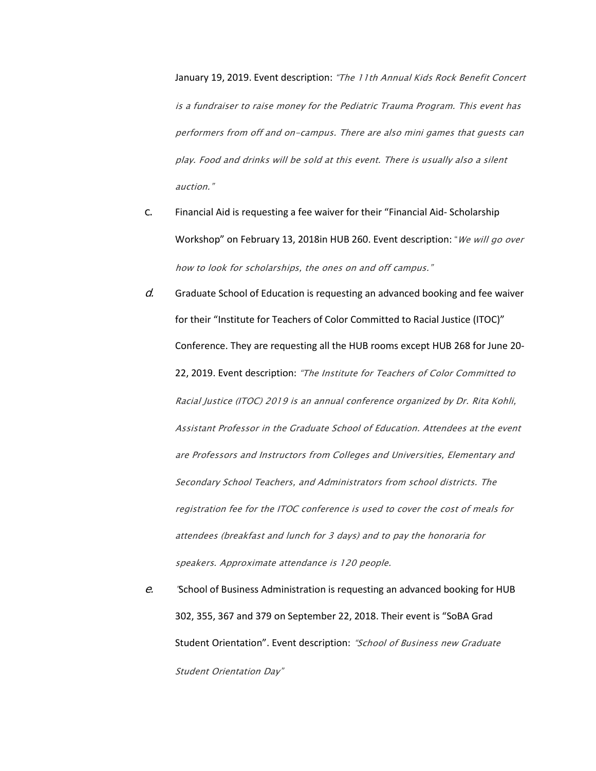January 19, 2019. Event description: *"The 11th Annual Kids Rock Benefit Concert is a fundraiser to raise money for the Pediatric Trauma Program. This event has performers from off and on-campus. There are also mini games that guests can play. Food and drinks will be sold at this event. There is usually also a silent auction."*

c. Financial Aid is requesting a fee waiver for their "Financial Aid- Scholarship Workshop" on February 13, 2018in HUB 260. Event description: "*We will go over how to look for scholarships, the ones on and off campus."*

*d.* Graduate School of Education is requesting an advanced booking and fee waiver for their "Institute for Teachers of Color Committed to Racial Justice (ITOC)" Conference. They are requesting all the HUB rooms except HUB 268 for June 20-22, 2019. Event description: *"The Institute for Teachers of Color Committed to Racial Justice (ITOC) 2019 is an annual conference organized by Dr. Rita Kohli, Assistant Professor in the Graduate School of Education. Attendees at the event are Professors and Instructors from Colleges and Universities, Elementary and Secondary School Teachers, and Administrators from school districts. The registration fee for the ITOC conference is used to cover the cost of meals for attendees (breakfast and lunch for 3 days) and to pay the honoraria for speakers. Approximate attendance is 120 people.*

*e.* "School of Business Administration is requesting an advanced booking for HUB 302, 355, 367 and 379 on September 22, 2018. Their event is "SoBA Grad Student Orientation". Event description: *"School of Business new Graduate Student Orientation Day"*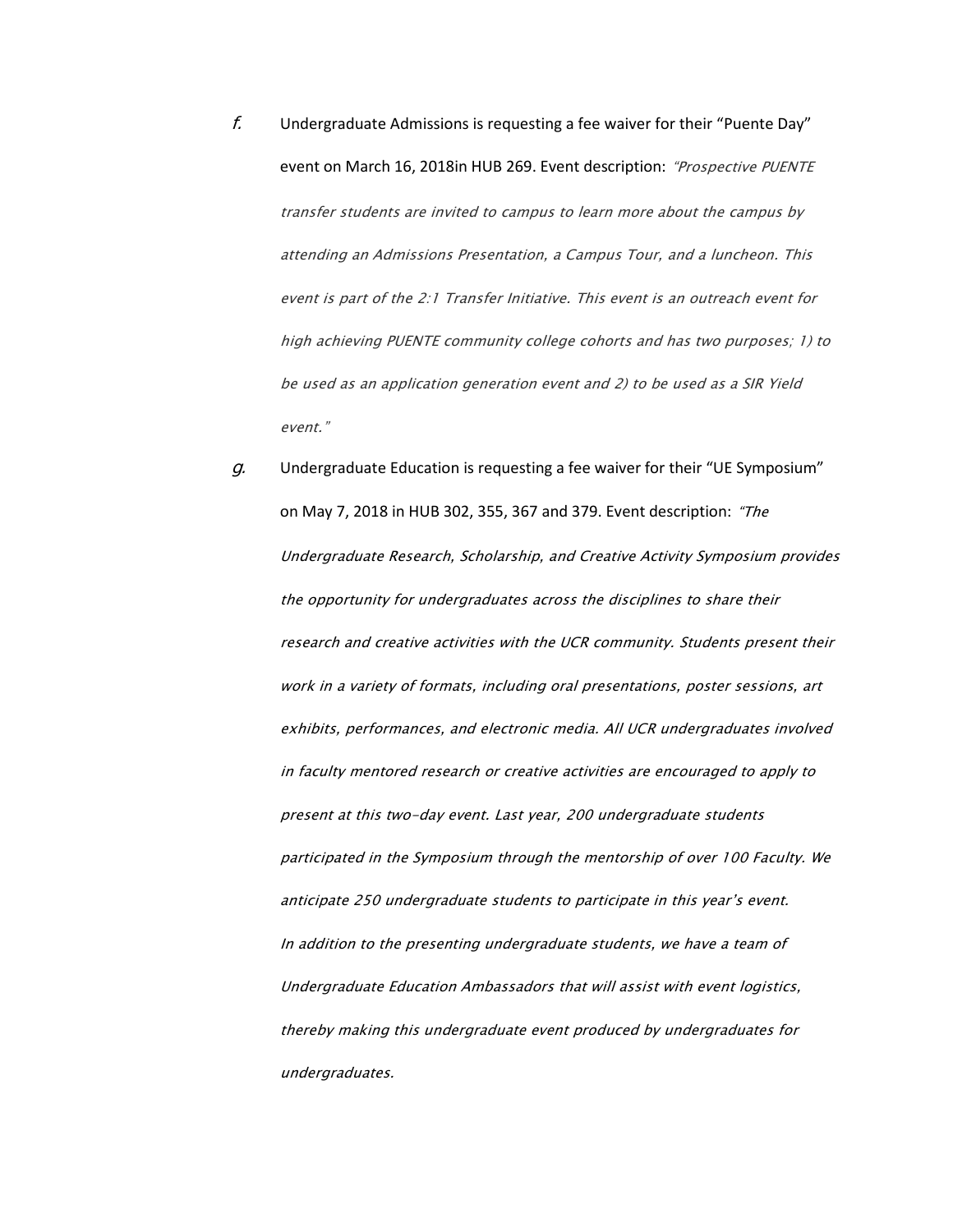f. Undergraduate Admissions is requesting a fee waiver for their "Puente Day" event on March 16, 2018in HUB 269. Event description: *"Prospective PUENTE transfer students are invited to campus to learn more about the campus by attending an Admissions Presentation, a Campus Tour, and a luncheon. This event is part of the 2:1 Transfer Initiative. This event is an outreach event for high achieving PUENTE community college cohorts and has two purposes; 1) to be used as an application generation event and 2) to be used as a SIR Yield event."*

g. Undergraduate Education is requesting a fee waiver for their "UE Symposium" on May 7, 2018 in HUB 302, 355, 367 and 379. Event description: *"The Undergraduate Research, Scholarship, and Creative Activity Symposium provides the opportunity for undergraduates across the disciplines to share their research and creative activities with the UCR community. Students present their work in a variety of formats, including oral presentations, poster sessions, art exhibits, performances, and electronic media. All UCR undergraduates involved in faculty mentored research or creative activities are encouraged to apply to present at this two-day event. Last year, 200 undergraduate students participated in the Symposium through the mentorship of over 100 Faculty. We anticipate 250 undergraduate students to participate in this year's event. In addition to the presenting undergraduate students, we have a team of Undergraduate Education Ambassadors that will assist with event logistics, thereby making this undergraduate event produced by undergraduates for undergraduates.*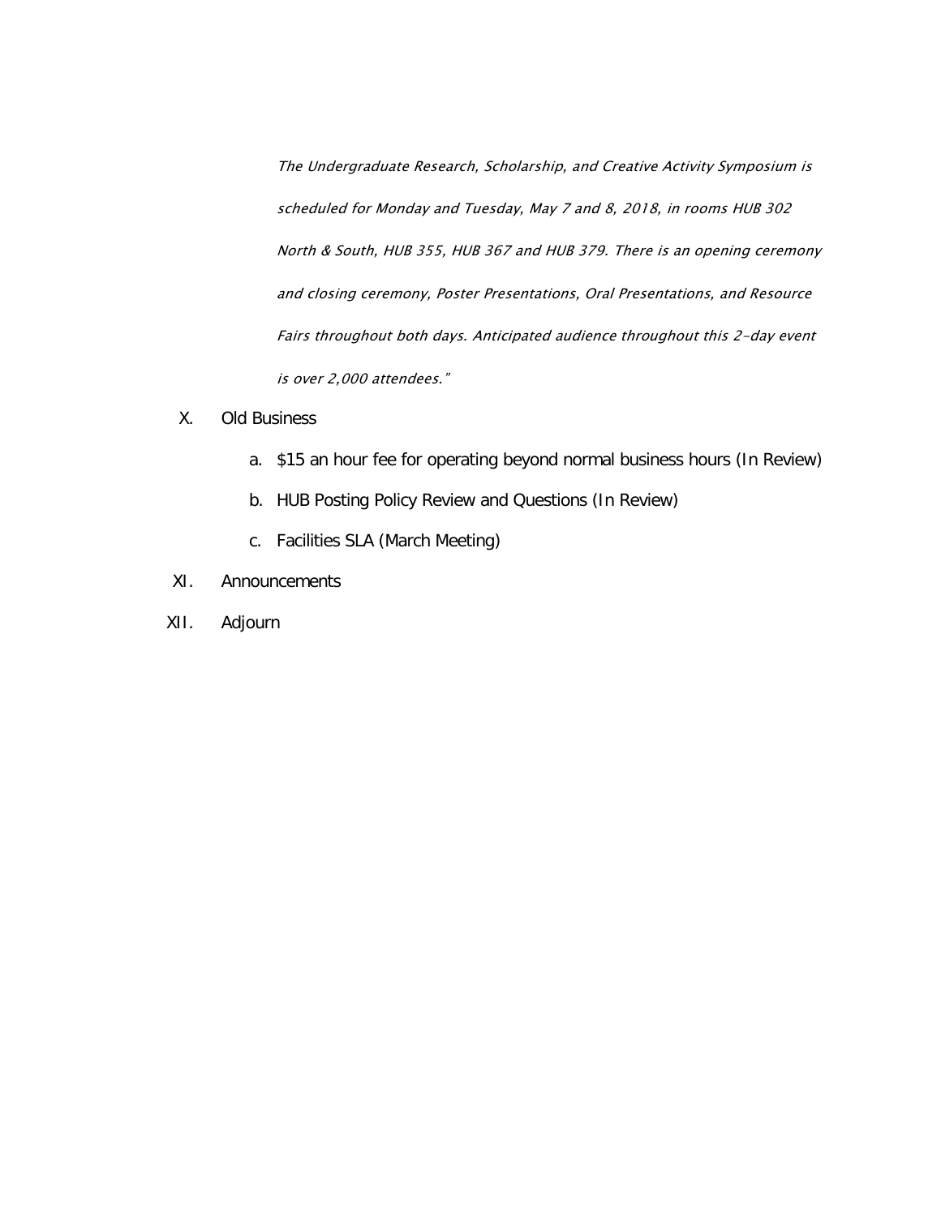*The Undergraduate Research, Scholarship, and Creative Activity Symposium is scheduled for Monday and Tuesday, May 7 and 8, 2018, in rooms HUB 302 North & South, HUB 355, HUB 367 and HUB 379. There is an opening ceremony and closing ceremony, Poster Presentations, Oral Presentations, and Resource Fairs throughout both days. Anticipated audience throughout this 2-day event is over 2,000 attendees."*

X. Old Business

   a. $15 an hour fee for operating beyond normal business hours (In Review)

   b. HUB Posting Policy Review and Questions (In Review)

   c. Facilities SLA (March Meeting)

XI. Announcements

XII. Adjourn